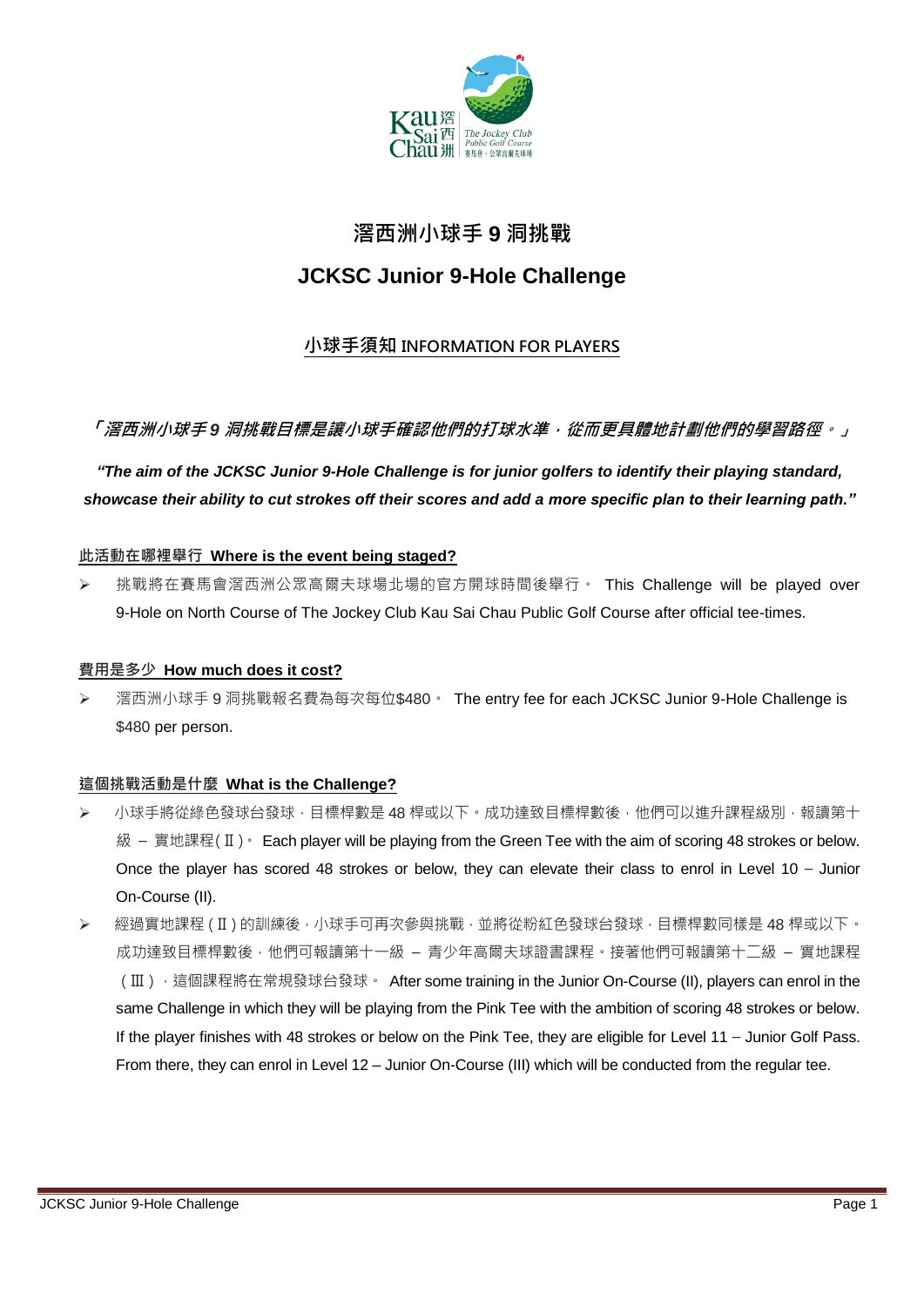# 滘西洲小球手 9 洞挑戰

# JCKSC Junior 9-Hole Challenge

## 小球手須知 INFORMATION FOR PLAYERS

***「滘西洲小球手 9 洞挑戰目標是讓小球手確認他們的打球水準，從而更具體地計劃他們的學習路徑。」***

***"The aim of the JCKSC Junior 9-Hole Challenge is for junior golfers to identify their playing standard, showcase their ability to cut strokes off their scores and add a more specific plan to their learning path."***

### 此活動在哪裡舉行 Where is the event being staged?

- 挑戰將在賽馬會滘西洲公眾高爾夫球場北場的官方開球時間後舉行。 This Challenge will be played over 9-Hole on North Course of The Jockey Club Kau Sai Chau Public Golf Course after official tee-times.

### 費用是多少 How much does it cost?

- 滘西洲小球手 9 洞挑戰報名費為每次每位$480。 The entry fee for each JCKSC Junior 9-Hole Challenge is $480 per person.

### 這個挑戰活動是什麼 What is the Challenge?

- 小球手將從綠色發球台發球，目標桿數是 48 桿或以下。成功達致目標桿數後，他們可以進升課程級別，報讀第十級 – 實地課程(Ⅱ)。 Each player will be playing from the Green Tee with the aim of scoring 48 strokes or below. Once the player has scored 48 strokes or below, they can elevate their class to enrol in Level 10 – Junior On-Course (II).
- 經過實地課程(Ⅱ)的訓練後，小球手可再次參與挑戰，並將從粉紅色發球台發球，目標桿數同樣是 48 桿或以下。成功達致目標桿數後，他們可報讀第十一級 – 青少年高爾夫球證書課程。接著他們可報讀第十二級 – 實地課程(Ⅲ)，這個課程將在常規發球台發球。 After some training in the Junior On-Course (II), players can enrol in the same Challenge in which they will be playing from the Pink Tee with the ambition of scoring 48 strokes or below. If the player finishes with 48 strokes or below on the Pink Tee, they are eligible for Level 11 – Junior Golf Pass. From there, they can enrol in Level 12 – Junior On-Course (III) which will be conducted from the regular tee.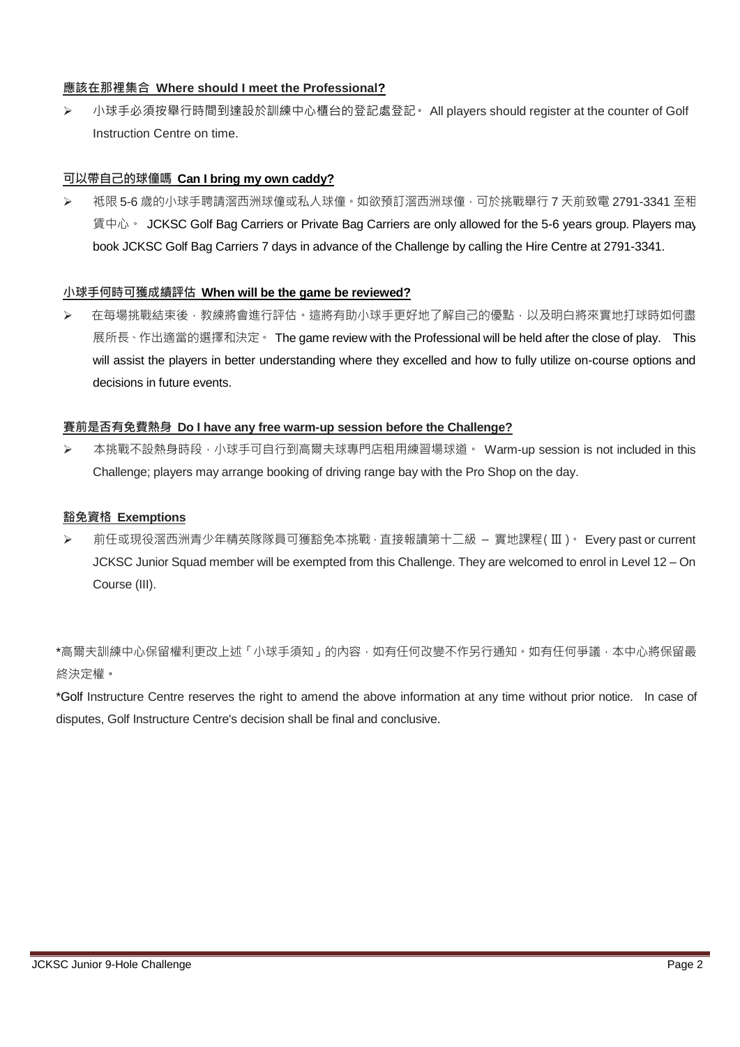**應該在那裡集合 Where should I meet the Professional?**

- 小球手必須按舉行時間到達設於訓練中心櫃台的登記處登記。 All players should register at the counter of Golf Instruction Centre on time.

**可以帶自己的球僮嗎 Can I bring my own caddy?**

- 祇限 5-6 歲的小球手聘請滘西洲球僮或私人球僮。如欲預訂滘西洲球僮，可於挑戰舉行 7 天前致電 2791-3341 至租賃中心。 JCKSC Golf Bag Carriers or Private Bag Carriers are only allowed for the 5-6 years group. Players may book JCKSC Golf Bag Carriers 7 days in advance of the Challenge by calling the Hire Centre at 2791-3341.

**小球手何時可獲成績評估 When will be the game be reviewed?**

- 在每場挑戰結束後，教練將會進行評估。這將有助小球手更好地了解自己的優點，以及明白將來實地打球時如何盡展所長、作出適當的選擇和決定。 The game review with the Professional will be held after the close of play. This will assist the players in better understanding where they excelled and how to fully utilize on-course options and decisions in future events.

**賽前是否有免費熱身 Do I have any free warm-up session before the Challenge?**

- 本挑戰不設熱身時段，小球手可自行到高爾夫球專門店租用練習場球道。 Warm-up session is not included in this Challenge; players may arrange booking of driving range bay with the Pro Shop on the day.

**豁免資格 Exemptions**

- 前任或現役滘西洲青少年精英隊隊員可獲豁免本挑戰，直接報讀第十二級 – 實地課程(Ⅲ)。 Every past or current JCKSC Junior Squad member will be exempted from this Challenge. They are welcomed to enrol in Level 12 – On Course (III).

*高爾夫訓練中心保留權利更改上述「小球手須知」的內容，如有任何改變不作另行通知。如有任何爭議，本中心將保留最終決定權。

*Golf Instructure Centre reserves the right to amend the above information at any time without prior notice. In case of disputes, Golf Instructure Centre's decision shall be final and conclusive.